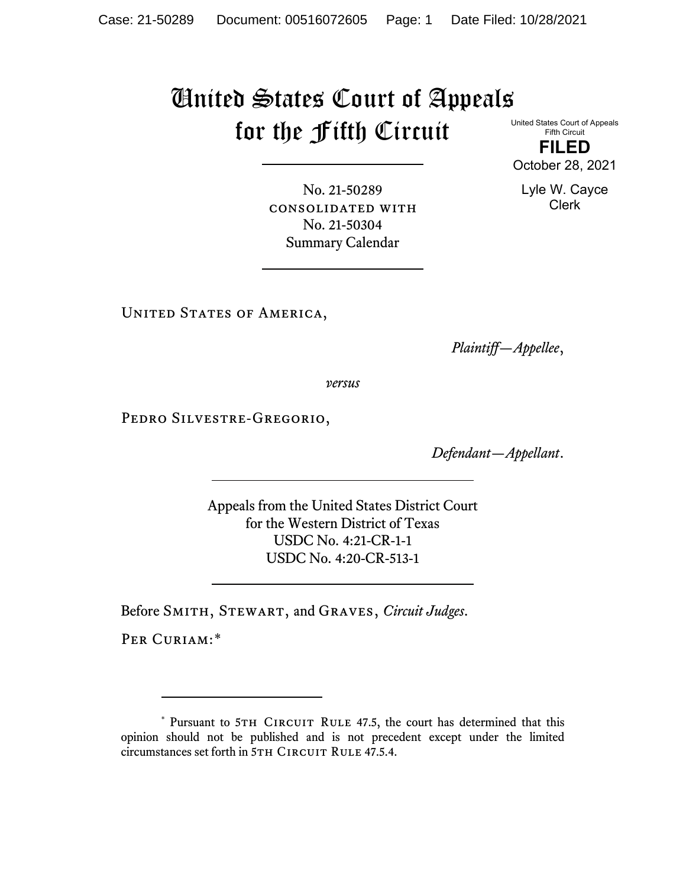# United States Court of Appeals for the Fifth Circuit

United States Court of Appeals
Fifth Circuit

**FILED**

October 28, 2021

Lyle W. Cayce
Clerk

---

No. 21-50289
CONSOLIDATED WITH
No. 21-50304
Summary Calendar

---

UNITED STATES OF AMERICA,

*Plaintiff—Appellee*,

*versus*

PEDRO SILVESTRE-GREGORIO,

*Defendant—Appellant*.

---

Appeals from the United States District Court
for the Western District of Texas
USDC No. 4:21-CR-1-1
USDC No. 4:20-CR-513-1

---

Before SMITH, STEWART, and GRAVES, *Circuit Judges*.

PER CURIAM:*

---

\* Pursuant to 5TH CIRCUIT RULE 47.5, the court has determined that this opinion should not be published and is not precedent except under the limited circumstances set forth in 5TH CIRCUIT RULE 47.5.4.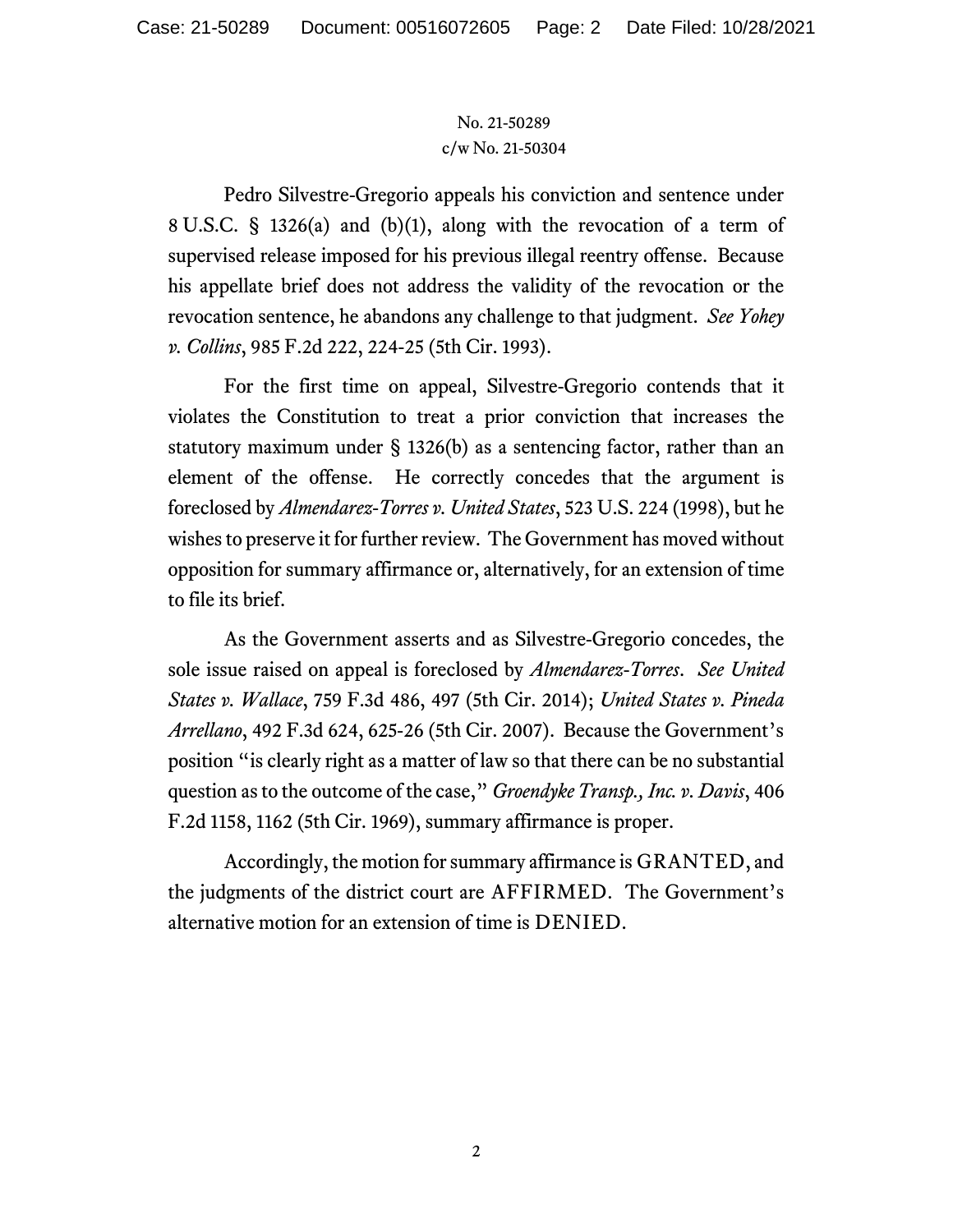No. 21-50289
c/w No. 21-50304

Pedro Silvestre-Gregorio appeals his conviction and sentence under 8 U.S.C. § 1326(a) and (b)(1), along with the revocation of a term of supervised release imposed for his previous illegal reentry offense. Because his appellate brief does not address the validity of the revocation or the revocation sentence, he abandons any challenge to that judgment. *See Yohey v. Collins*, 985 F.2d 222, 224-25 (5th Cir. 1993).

For the first time on appeal, Silvestre-Gregorio contends that it violates the Constitution to treat a prior conviction that increases the statutory maximum under § 1326(b) as a sentencing factor, rather than an element of the offense. He correctly concedes that the argument is foreclosed by *Almendarez-Torres v. United States*, 523 U.S. 224 (1998), but he wishes to preserve it for further review. The Government has moved without opposition for summary affirmance or, alternatively, for an extension of time to file its brief.

As the Government asserts and as Silvestre-Gregorio concedes, the sole issue raised on appeal is foreclosed by *Almendarez-Torres*. *See United States v. Wallace*, 759 F.3d 486, 497 (5th Cir. 2014); *United States v. Pineda Arrellano*, 492 F.3d 624, 625-26 (5th Cir. 2007). Because the Government's position "is clearly right as a matter of law so that there can be no substantial question as to the outcome of the case," *Groendyke Transp., Inc. v. Davis*, 406 F.2d 1158, 1162 (5th Cir. 1969), summary affirmance is proper.

Accordingly, the motion for summary affirmance is GRANTED, and the judgments of the district court are AFFIRMED. The Government's alternative motion for an extension of time is DENIED.